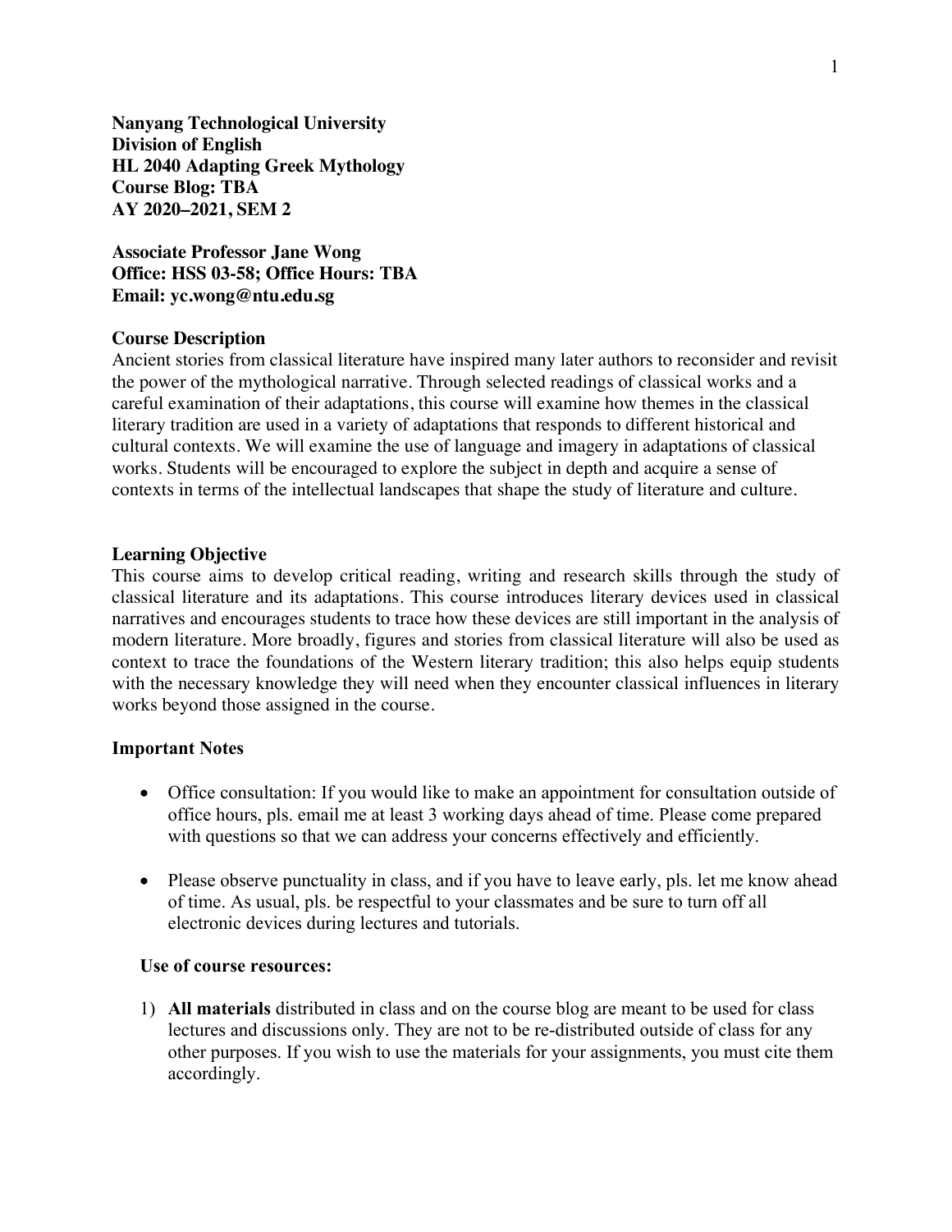**Nanyang Technological University**
**Division of English**
**HL 2040 Adapting Greek Mythology**
**Course Blog: TBA**
**AY 2020–2021, SEM 2**

**Associate Professor Jane Wong**
**Office: HSS 03-58; Office Hours: TBA**
**Email: yc.wong@ntu.edu.sg**

## Course Description

Ancient stories from classical literature have inspired many later authors to reconsider and revisit the power of the mythological narrative. Through selected readings of classical works and a careful examination of their adaptations, this course will examine how themes in the classical literary tradition are used in a variety of adaptations that responds to different historical and cultural contexts. We will examine the use of language and imagery in adaptations of classical works. Students will be encouraged to explore the subject in depth and acquire a sense of contexts in terms of the intellectual landscapes that shape the study of literature and culture.

## Learning Objective

This course aims to develop critical reading, writing and research skills through the study of classical literature and its adaptations. This course introduces literary devices used in classical narratives and encourages students to trace how these devices are still important in the analysis of modern literature. More broadly, figures and stories from classical literature will also be used as context to trace the foundations of the Western literary tradition; this also helps equip students with the necessary knowledge they will need when they encounter classical influences in literary works beyond those assigned in the course.

## Important Notes

- Office consultation: If you would like to make an appointment for consultation outside of office hours, pls. email me at least 3 working days ahead of time. Please come prepared with questions so that we can address your concerns effectively and efficiently.

- Please observe punctuality in class, and if you have to leave early, pls. let me know ahead of time. As usual, pls. be respectful to your classmates and be sure to turn off all electronic devices during lectures and tutorials.

### Use of course resources:

1) **All materials** distributed in class and on the course blog are meant to be used for class lectures and discussions only. They are not to be re-distributed outside of class for any other purposes. If you wish to use the materials for your assignments, you must cite them accordingly.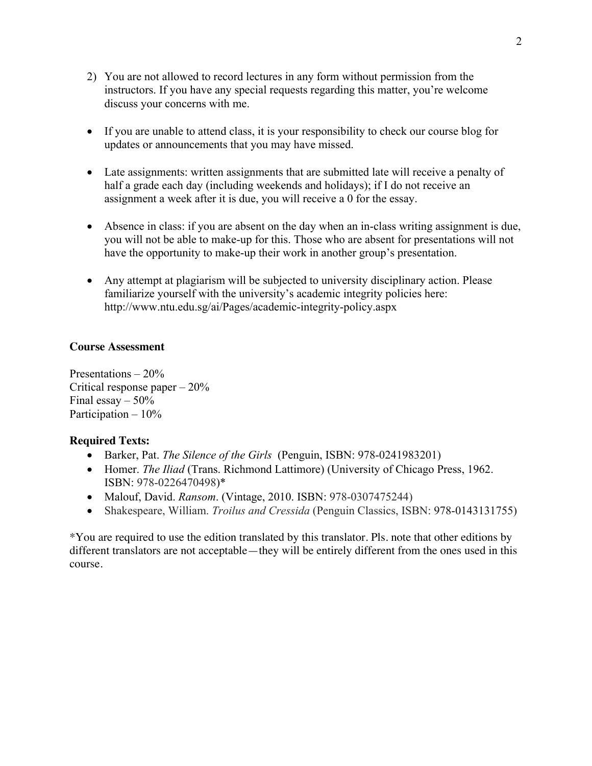2) You are not allowed to record lectures in any form without permission from the instructors. If you have any special requests regarding this matter, you're welcome discuss your concerns with me.

- If you are unable to attend class, it is your responsibility to check our course blog for updates or announcements that you may have missed.

- Late assignments: written assignments that are submitted late will receive a penalty of half a grade each day (including weekends and holidays); if I do not receive an assignment a week after it is due, you will receive a 0 for the essay.

- Absence in class: if you are absent on the day when an in-class writing assignment is due, you will not be able to make-up for this. Those who are absent for presentations will not have the opportunity to make-up their work in another group's presentation.

- Any attempt at plagiarism will be subjected to university disciplinary action. Please familiarize yourself with the university's academic integrity policies here: http://www.ntu.edu.sg/ai/Pages/academic-integrity-policy.aspx

**Course Assessment**

Presentations – 20%
Critical response paper – 20%
Final essay – 50%
Participation – 10%

**Required Texts:**

- Barker, Pat. *The Silence of the Girls* (Penguin, ISBN: 978-0241983201)
- Homer. *The Iliad* (Trans. Richmond Lattimore) (University of Chicago Press, 1962. ISBN: 978-0226470498)*
- Malouf, David. *Ransom*. (Vintage, 2010. ISBN: 978-0307475244)
- Shakespeare, William. *Troilus and Cressida* (Penguin Classics, ISBN: 978-0143131755)

*You are required to use the edition translated by this translator. Pls. note that other editions by different translators are not acceptable—they will be entirely different from the ones used in this course.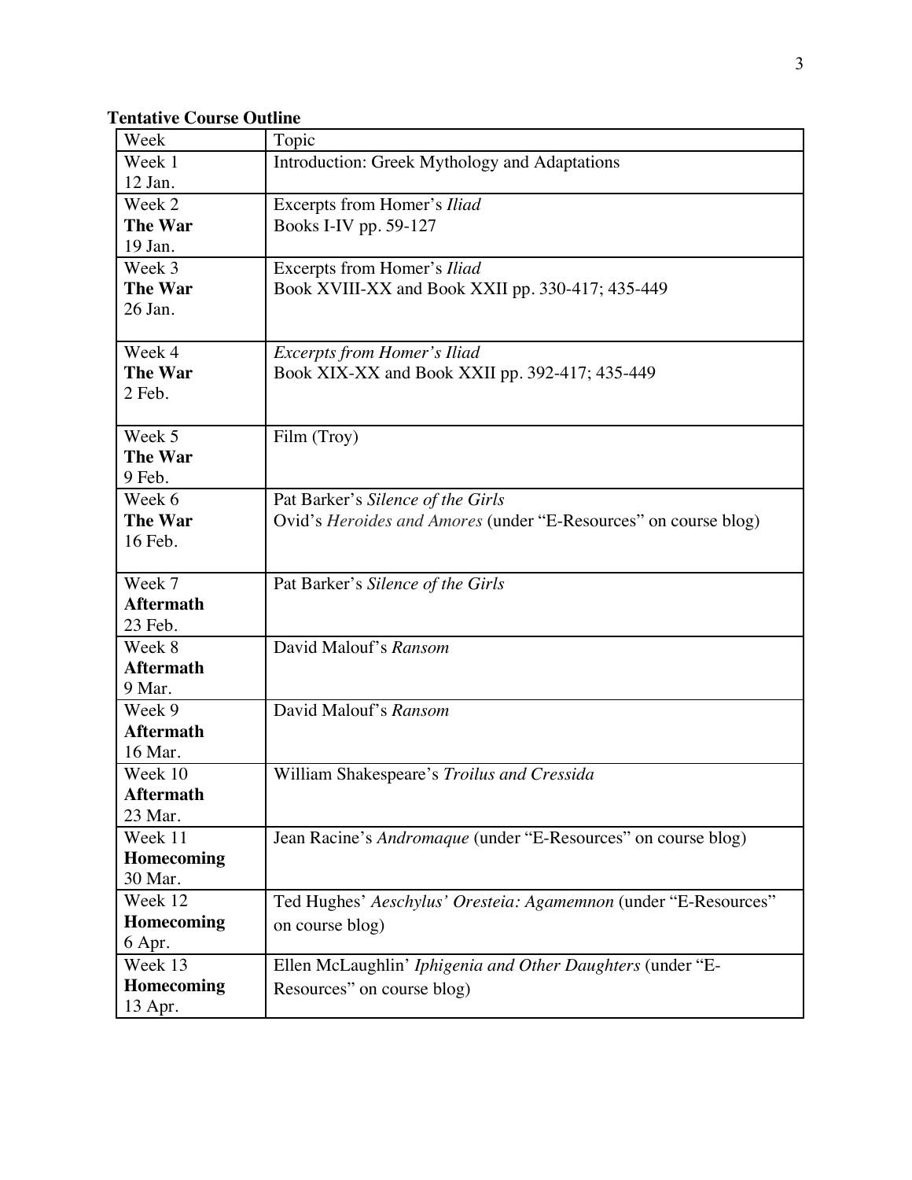**Tentative Course Outline**

| Week | Topic |
|---|---|
| Week 1<br>12 Jan. | Introduction: Greek Mythology and Adaptations |
| Week 2<br>**The War**<br>19 Jan. | Excerpts from Homer's *Iliad*<br>Books I-IV pp. 59-127 |
| Week 3<br>**The War**<br>26 Jan. | Excerpts from Homer's *Iliad*<br>Book XVIII-XX and Book XXII pp. 330-417; 435-449 |
| Week 4<br>**The War**<br>2 Feb. | *Excerpts from Homer's Iliad*<br>Book XIX-XX and Book XXII pp. 392-417; 435-449 |
| Week 5<br>**The War**<br>9 Feb. | Film (Troy) |
| Week 6<br>**The War**<br>16 Feb. | Pat Barker's *Silence of the Girls*<br>Ovid's *Heroides and Amores* (under "E-Resources" on course blog) |
| Week 7<br>**Aftermath**<br>23 Feb. | Pat Barker's *Silence of the Girls* |
| Week 8<br>**Aftermath**<br>9 Mar. | David Malouf's *Ransom* |
| Week 9<br>**Aftermath**<br>16 Mar. | David Malouf's *Ransom* |
| Week 10<br>**Aftermath**<br>23 Mar. | William Shakespeare's *Troilus and Cressida* |
| Week 11<br>**Homecoming**<br>30 Mar. | Jean Racine's *Andromaque* (under "E-Resources" on course blog) |
| Week 12<br>**Homecoming**<br>6 Apr. | Ted Hughes' *Aeschylus' Oresteia: Agamemnon* (under "E-Resources" on course blog) |
| Week 13<br>**Homecoming**<br>13 Apr. | Ellen McLaughlin' *Iphigenia and Other Daughters* (under "E-Resources" on course blog) |